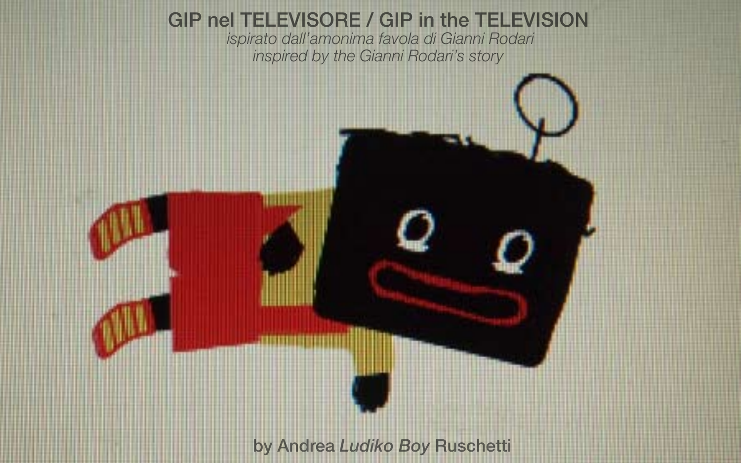# GIP nel TELEVISORE / GIP in the TELEVISION

*ispirato dall'amonima favola di Gianni Rodari*
*inspired by the Gianni Rodari's story*

by Andrea *Ludiko Boy* Ruschetti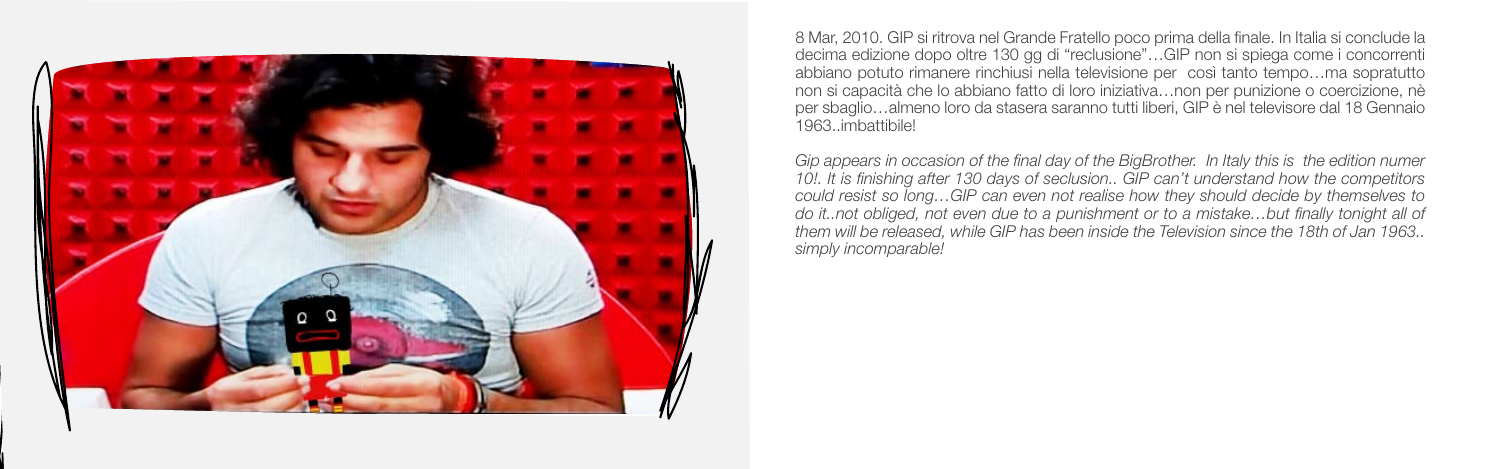8 Mar, 2010. GIP si ritrova nel Grande Fratello poco prima della finale. In Italia si conclude la decima edizione dopo oltre 130 gg di "reclusione"…GIP non si spiega come i concorrenti abbiano potuto rimanere rinchiusi nella televisione per così tanto tempo…ma sopratutto non si capacità che lo abbiano fatto di loro iniziativa…non per punizione o coercizione, nè per sbaglio…almeno loro da stasera saranno tutti liberi, GIP è nel televisore dal 18 Gennaio 1963..imbattibile!

*Gip appears in occasion of the final day of the BigBrother. In Italy this is the edition numer 10!. It is finishing after 130 days of seclusion.. GIP can't understand how the competitors could resist so long…GIP can even not realise how they should decide by themselves to do it..not obliged, not even due to a punishment or to a mistake…but finally tonight all of them will be released, while GIP has been inside the Television since the 18th of Jan 1963.. simply incomparable!*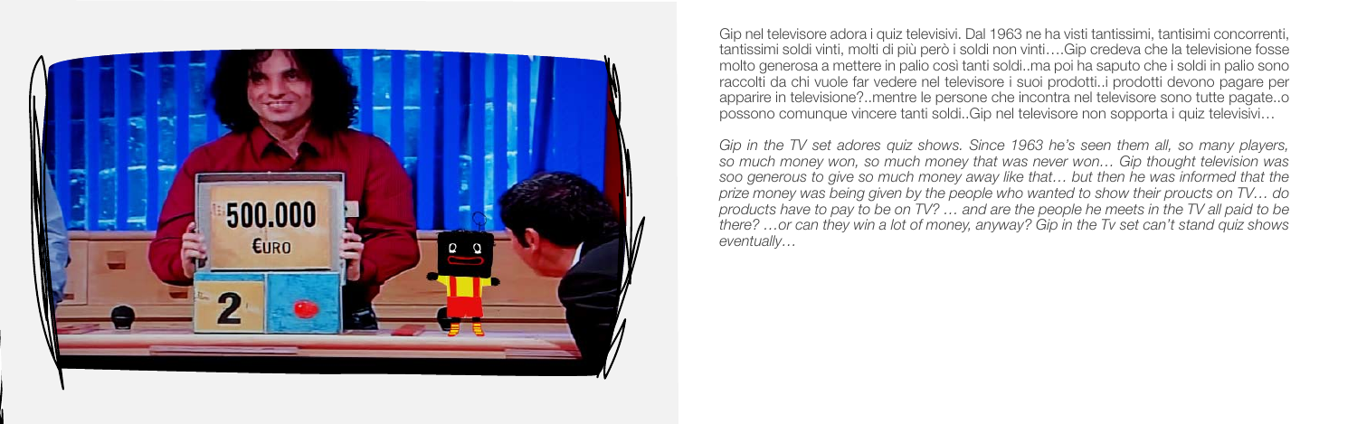Gip nel televisore adora i quiz televisivi. Dal 1963 ne ha visti tantissimi, tantisimi concorrenti, tantissimi soldi vinti, molti di più però i soldi non vinti….Gip credeva che la televisione fosse molto generosa a mettere in palio così tanti soldi..ma poi ha saputo che i soldi in palio sono raccolti da chi vuole far vedere nel televisore i suoi prodotti..i prodotti devono pagare per apparire in televisione?..mentre le persone che incontra nel televisore sono tutte pagate..o possono comunque vincere tanti soldi..Gip nel televisore non sopporta i quiz televisivi…

*Gip in the TV set adores quiz shows. Since 1963 he's seen them all, so many players, so much money won, so much money that was never won… Gip thought television was soo generous to give so much money away like that… but then he was informed that the prize money was being given by the people who wanted to show their proucts on TV… do products have to pay to be on TV? … and are the people he meets in the TV all paid to be there? …or can they win a lot of money, anyway? Gip in the Tv set can't stand quiz shows eventually…*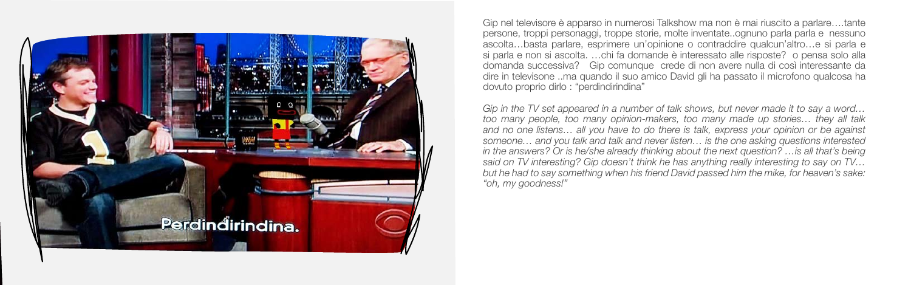Gip nel televisore è apparso in numerosi Talkshow ma non è mai riuscito a parlare….tante persone, troppi personaggi, troppe storie, molte inventate..ognuno parla parla e nessuno ascolta…basta parlare, esprimere un'opinione o contraddire qualcun'altro…e si parla e si parla e non si ascolta. …chi fa domande è interessato alle risposte? o pensa solo alla domanda successiva? Gip comunque crede di non avere nulla di così interessante da dire in televisone ..ma quando il suo amico David gli ha passato il microfono qualcosa ha dovuto proprio dirlo : "perdindirindina"

*Gip in the TV set appeared in a number of talk shows, but never made it to say a word… too many people, too many opinion-makers, too many made up stories… they all talk and no one listens… all you have to do there is talk, express your opinion or be against someone… and you talk and talk and never listen… is the one asking questions interested in the answers? Or is he/she already thinking about the next question? …is all that's being said on TV interesting? Gip doesn't think he has anything really interesting to say on TV… but he had to say something when his friend David passed him the mike, for heaven's sake: "oh, my goodness!"*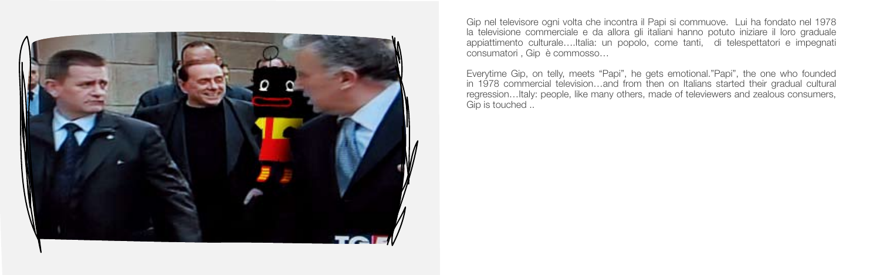Gip nel televisore ogni volta che incontra il Papi si commuove. Lui ha fondato nel 1978 la televisione commerciale e da allora gli italiani hanno potuto iniziare il loro graduale appiattimento culturale….Italia: un popolo, come tanti, di telespettatori e impegnati consumatori , Gip è commosso…

Everytime Gip, on telly, meets "Papi", he gets emotional."Papi", the one who founded in 1978 commercial television…and from then on Italians started their gradual cultural regression…Italy: people, like many others, made of televiewers and zealous consumers, Gip is touched ..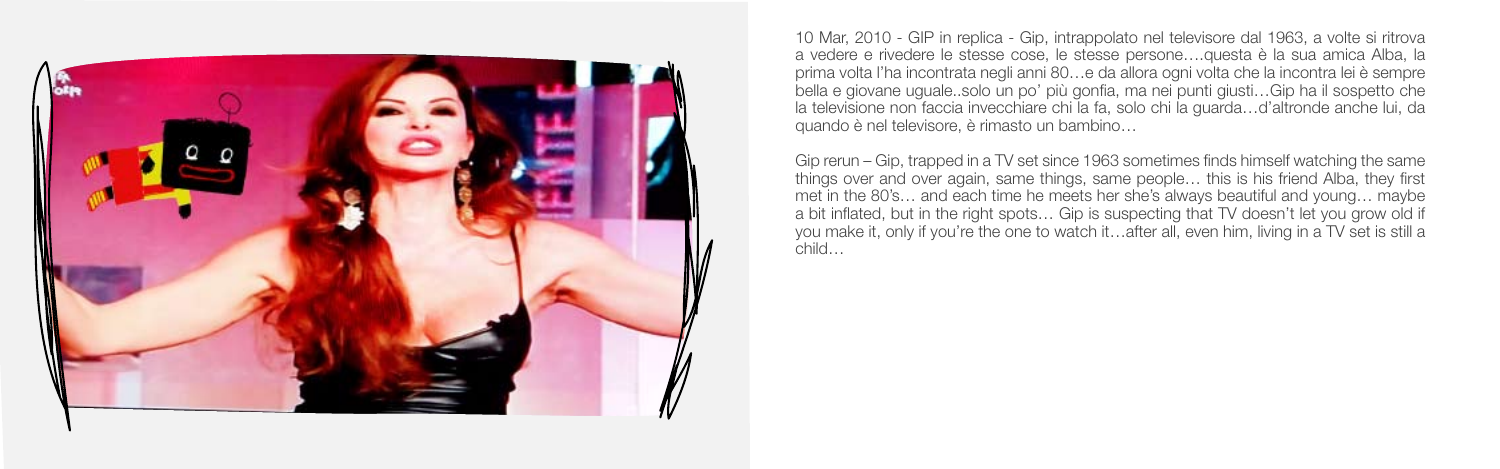10 Mar, 2010 - GIP in replica - Gip, intrappolato nel televisore dal 1963, a volte si ritrova a vedere e rivedere le stesse cose, le stesse persone….questa è la sua amica Alba, la prima volta l'ha incontrata negli anni 80…e da allora ogni volta che la incontra lei è sempre bella e giovane uguale..solo un po' più gonfia, ma nei punti giusti…Gip ha il sospetto che la televisione non faccia invecchiare chi la fa, solo chi la guarda…d'altronde anche lui, da quando è nel televisore, è rimasto un bambino…

Gip rerun – Gip, trapped in a TV set since 1963 sometimes finds himself watching the same things over and over again, same things, same people… this is his friend Alba, they first met in the 80's… and each time he meets her she's always beautiful and young… maybe a bit inflated, but in the right spots… Gip is suspecting that TV doesn't let you grow old if you make it, only if you're the one to watch it…after all, even him, living in a TV set is still a child…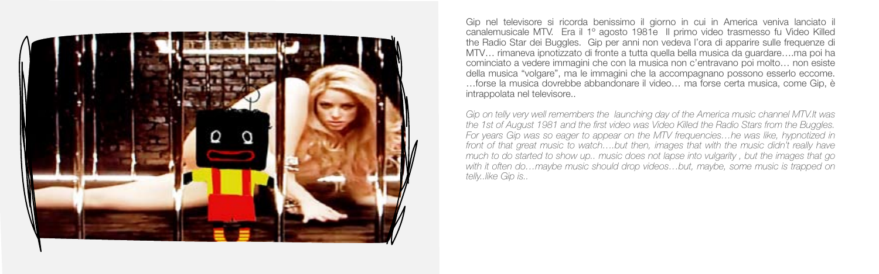Gip nel televisore si ricorda benissimo il giorno in cui in America veniva lanciato il canalemusicale MTV. Era il 1° agosto 1981e Il primo video trasmesso fu Video Killed the Radio Star dei Buggles. Gip per anni non vedeva l'ora di apparire sulle frequenze di MTV… rimaneva ipnotizzato di fronte a tutta quella bella musica da guardare….ma poi ha cominciato a vedere immagini che con la musica non c'entravano poi molto… non esiste della musica "volgare", ma le immagini che la accompagnano possono esserlo eccome. …forse la musica dovrebbe abbandonare il video… ma forse certa musica, come Gip, è intrappolata nel televisore..

*Gip on telly very well remembers the launching day of the America music channel MTV.It was the 1st of August 1981 and the first video was Video Killed the Radio Stars from the Buggles. For years Gip was so eager to appear on the MTV frequencies…he was like, hypnotized in front of that great music to watch….but then, images that with the music didn't really have much to do started to show up.. music does not lapse into vulgarity , but the images that go with it often do…maybe music should drop videos…but, maybe, some music is trapped on telly..like Gip is..*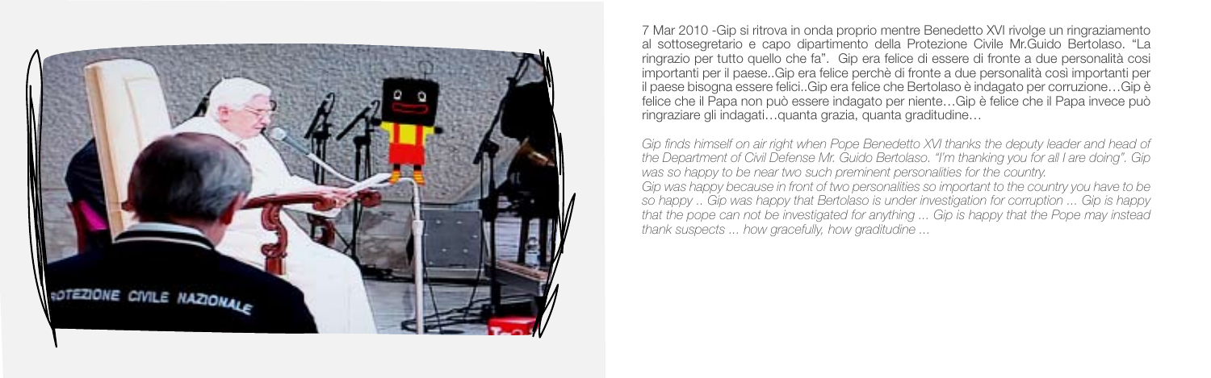7 Mar 2010 -Gip si ritrova in onda proprio mentre Benedetto XVI rivolge un ringraziamento al sottosegretario e capo dipartimento della Protezione Civile Mr.Guido Bertolaso. "La ringrazio per tutto quello che fa". Gip era felice di essere di fronte a due personalità così importanti per il paese..Gip era felice perchè di fronte a due personalità così importanti per il paese bisogna essere felici..Gip era felice che Bertolaso è indagato per corruzione…Gip è felice che il Papa non può essere indagato per niente…Gip è felice che il Papa invece può ringraziare gli indagati…quanta grazia, quanta graditudine…

*Gip finds himself on air right when Pope Benedetto XVI thanks the deputy leader and head of the Department of Civil Defense Mr. Guido Bertolaso. "I'm thanking you for all I are doing". Gip was so happy to be near two such preminent personalities for the country.*
*Gip was happy because in front of two personalities so important to the country you have to be so happy .. Gip was happy that Bertolaso is under investigation for corruption ... Gip is happy that the pope can not be investigated for anything ... Gip is happy that the Pope may instead thank suspects ... how gracefully, how graditudine ...*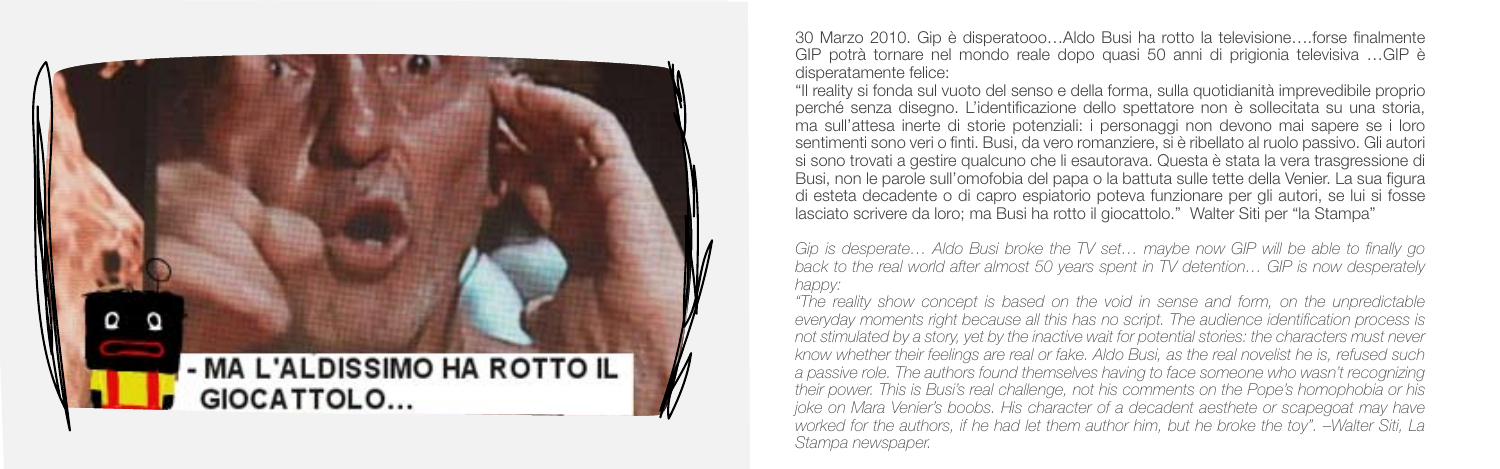- MA L'ALDISSIMO HA ROTTO IL GIOCATTOLO...

30 Marzo 2010. Gip è disperatooo…Aldo Busi ha rotto la televisione….forse finalmente GIP potrà tornare nel mondo reale dopo quasi 50 anni di prigionia televisiva …GIP è disperatamente felice:

"Il reality si fonda sul vuoto del senso e della forma, sulla quotidianità imprevedibile proprio perché senza disegno. L'identificazione dello spettatore non è sollecitata su una storia, ma sull'attesa inerte di storie potenziali: i personaggi non devono mai sapere se i loro sentimenti sono veri o finti. Busi, da vero romanziere, si è ribellato al ruolo passivo. Gli autori si sono trovati a gestire qualcuno che li esautorava. Questa è stata la vera trasgressione di Busi, non le parole sull'omofobia del papa o la battuta sulle tette della Venier. La sua figura di esteta decadente o di capro espiatorio poteva funzionare per gli autori, se lui si fosse lasciato scrivere da loro; ma Busi ha rotto il giocattolo." Walter Siti per "la Stampa"

*Gip is desperate… Aldo Busi broke the TV set… maybe now GIP will be able to finally go back to the real world after almost 50 years spent in TV detention… GIP is now desperately happy:*

*"The reality show concept is based on the void in sense and form, on the unpredictable everyday moments right because all this has no script. The audience identification process is not stimulated by a story, yet by the inactive wait for potential stories: the characters must never know whether their feelings are real or fake. Aldo Busi, as the real novelist he is, refused such a passive role. The authors found themselves having to face someone who wasn't recognizing their power. This is Busi's real challenge, not his comments on the Pope's homophobia or his joke on Mara Venier's boobs. His character of a decadent aesthete or scapegoat may have worked for the authors, if he had let them author him, but he broke the toy". –Walter Siti, La Stampa newspaper.*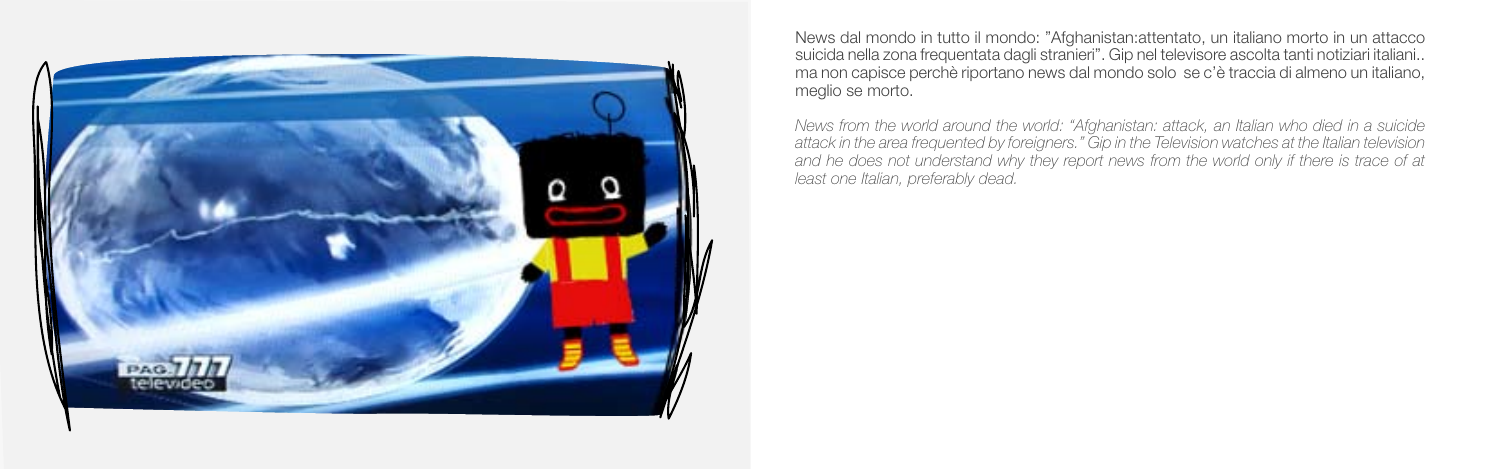News dal mondo in tutto il mondo: "Afghanistan:attentato, un italiano morto in un attacco suicida nella zona frequentata dagli stranieri". Gip nel televisore ascolta tanti notiziari italiani.. ma non capisce perchè riportano news dal mondo solo se c'è traccia di almeno un italiano, meglio se morto.

*News from the world around the world: "Afghanistan: attack, an Italian who died in a suicide attack in the area frequented by foreigners." Gip in the Television watches at the Italian television and he does not understand why they report news from the world only if there is trace of at least one Italian, preferably dead.*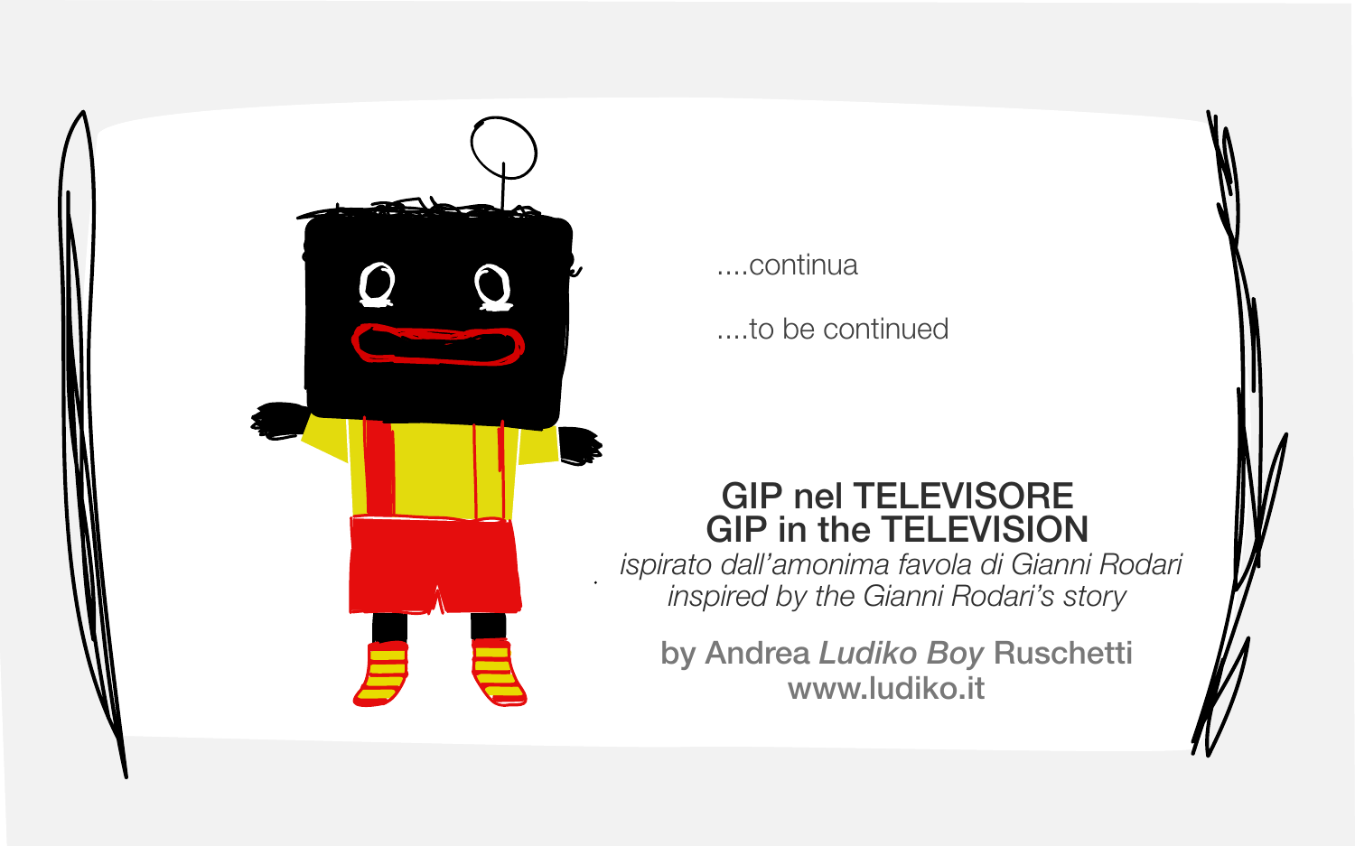....continua

....to be continued

**GIP nel TELEVISORE**
**GIP in the TELEVISION**

*ispirato dall'amonima favola di Gianni Rodari*
*inspired by the Gianni Rodari's story*

**by Andrea *Ludiko Boy* Ruschetti**
**www.ludiko.it**